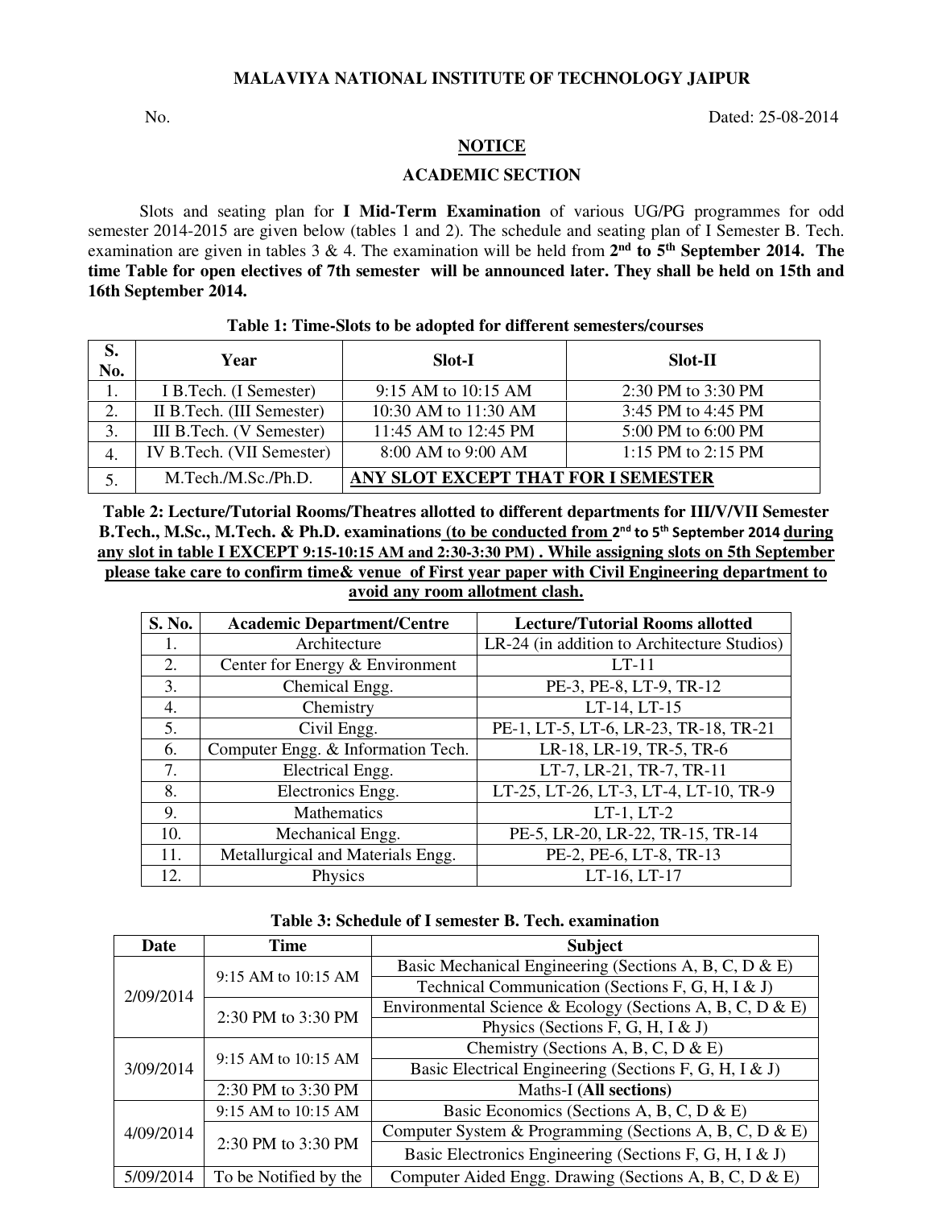**MALAVIYA NATIONAL INSTITUTE OF TECHNOLOGY JAIPUR**

No. Dated: 25-08-2014

## NOTICE

### ACADEMIC SECTION

Slots and seating plan for **I Mid-Term Examination** of various UG/PG programmes for odd semester 2014-2015 are given below (tables 1 and 2). The schedule and seating plan of I Semester B. Tech. examination are given in tables 3 & 4. The examination will be held from **2nd to 5th September 2014. The time Table for open electives of 7th semester will be announced later. They shall be held on 15th and 16th September 2014.**

**Table 1: Time-Slots to be adopted for different semesters/courses**

| S. No. | Year | Slot-I | Slot-II |
|---|---|---|---|
| 1. | I B.Tech. (I Semester) | 9:15 AM to 10:15 AM | 2:30 PM to 3:30 PM |
| 2. | II B.Tech. (III Semester) | 10:30 AM to 11:30 AM | 3:45 PM to 4:45 PM |
| 3. | III B.Tech. (V Semester) | 11:45 AM to 12:45 PM | 5:00 PM to 6:00 PM |
| 4. | IV B.Tech. (VII Semester) | 8:00 AM to 9:00 AM | 1:15 PM to 2:15 PM |
| 5. | M.Tech./M.Sc./Ph.D. | **ANY SLOT EXCEPT THAT FOR I SEMESTER** | |

**Table 2: Lecture/Tutorial Rooms/Theatres allotted to different departments for III/V/VII Semester B.Tech., M.Sc., M.Tech. & Ph.D. examinations (to be conducted from 2nd to 5th September 2014 during any slot in table I EXCEPT 9:15-10:15 AM and 2:30-3:30 PM) . While assigning slots on 5th September please take care to confirm time& venue of First year paper with Civil Engineering department to avoid any room allotment clash.**

| S. No. | Academic Department/Centre | Lecture/Tutorial Rooms allotted |
|---|---|---|
| 1. | Architecture | LR-24 (in addition to Architecture Studios) |
| 2. | Center for Energy & Environment | LT-11 |
| 3. | Chemical Engg. | PE-3, PE-8, LT-9, TR-12 |
| 4. | Chemistry | LT-14, LT-15 |
| 5. | Civil Engg. | PE-1, LT-5, LT-6, LR-23, TR-18, TR-21 |
| 6. | Computer Engg. & Information Tech. | LR-18, LR-19, TR-5, TR-6 |
| 7. | Electrical Engg. | LT-7, LR-21, TR-7, TR-11 |
| 8. | Electronics Engg. | LT-25, LT-26, LT-3, LT-4, LT-10, TR-9 |
| 9. | Mathematics | LT-1, LT-2 |
| 10. | Mechanical Engg. | PE-5, LR-20, LR-22, TR-15, TR-14 |
| 11. | Metallurgical and Materials Engg. | PE-2, PE-6, LT-8, TR-13 |
| 12. | Physics | LT-16, LT-17 |

**Table 3: Schedule of I semester B. Tech. examination**

| Date | Time | Subject |
|---|---|---|
| 2/09/2014 | 9:15 AM to 10:15 AM | Basic Mechanical Engineering (Sections A, B, C, D & E) |
| | | Technical Communication (Sections F, G, H, I & J) |
| | 2:30 PM to 3:30 PM | Environmental Science & Ecology (Sections A, B, C, D & E) |
| | | Physics (Sections F, G, H, I & J) |
| 3/09/2014 | 9:15 AM to 10:15 AM | Chemistry (Sections A, B, C, D & E) |
| | | Basic Electrical Engineering (Sections F, G, H, I & J) |
| | 2:30 PM to 3:30 PM | Maths-I (**All sections**) |
| 4/09/2014 | 9:15 AM to 10:15 AM | Basic Economics (Sections A, B, C, D & E) |
| | 2:30 PM to 3:30 PM | Computer System & Programming (Sections A, B, C, D & E) |
| | | Basic Electronics Engineering (Sections F, G, H, I & J) |
| 5/09/2014 | To be Notified by the | Computer Aided Engg. Drawing (Sections A, B, C, D & E) |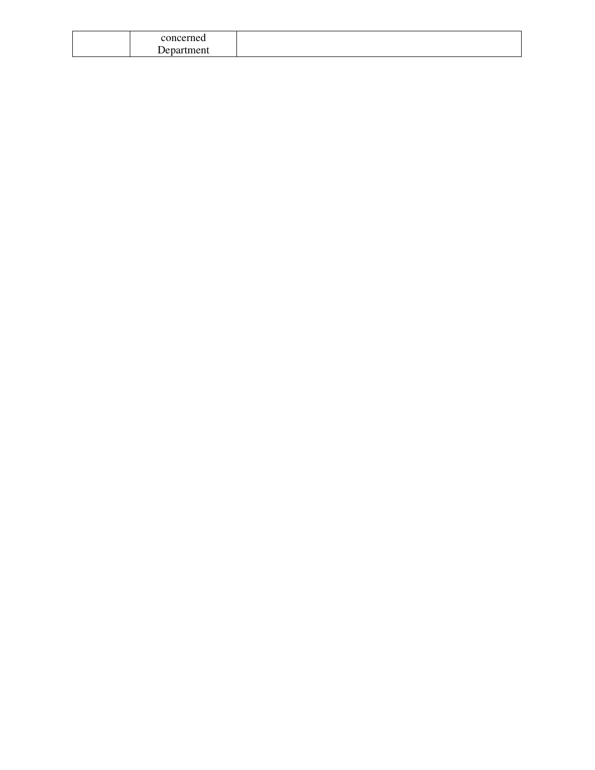|  | concerned Department |  |
|---|---|---|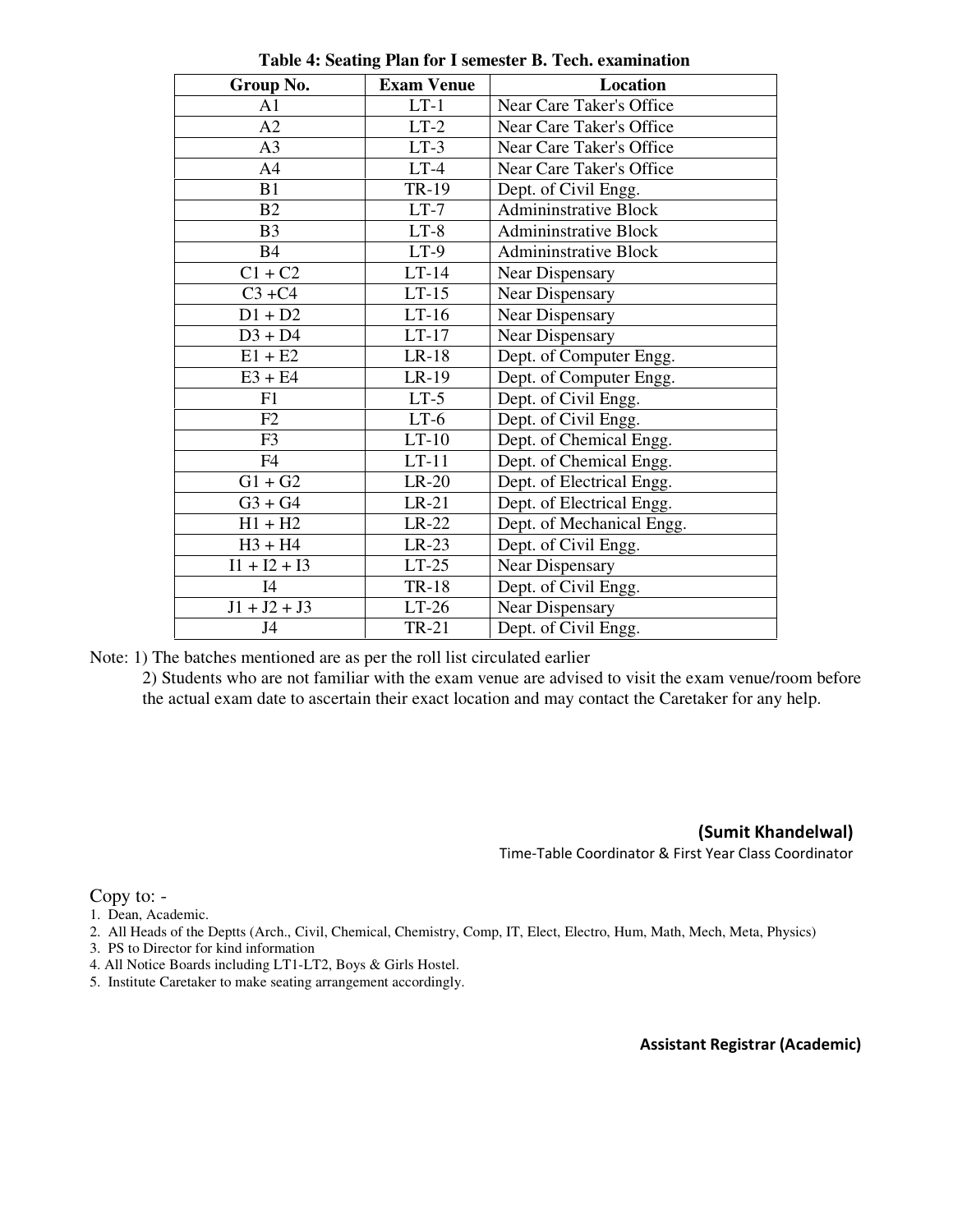**Table 4: Seating Plan for I semester B. Tech. examination**

| Group No. | Exam Venue | Location |
|---|---|---|
| A1 | LT-1 | Near Care Taker's Office |
| A2 | LT-2 | Near Care Taker's Office |
| A3 | LT-3 | Near Care Taker's Office |
| A4 | LT-4 | Near Care Taker's Office |
| B1 | TR-19 | Dept. of Civil Engg. |
| B2 | LT-7 | Admininstrative Block |
| B3 | LT-8 | Admininstrative Block |
| B4 | LT-9 | Admininstrative Block |
| C1 + C2 | LT-14 | Near Dispensary |
| C3 +C4 | LT-15 | Near Dispensary |
| D1 + D2 | LT-16 | Near Dispensary |
| D3 + D4 | LT-17 | Near Dispensary |
| E1 + E2 | LR-18 | Dept. of Computer Engg. |
| E3 + E4 | LR-19 | Dept. of Computer Engg. |
| F1 | LT-5 | Dept. of Civil Engg. |
| F2 | LT-6 | Dept. of Civil Engg. |
| F3 | LT-10 | Dept. of Chemical Engg. |
| F4 | LT-11 | Dept. of Chemical Engg. |
| G1 + G2 | LR-20 | Dept. of Electrical Engg. |
| G3 + G4 | LR-21 | Dept. of Electrical Engg. |
| H1 + H2 | LR-22 | Dept. of Mechanical Engg. |
| H3 + H4 | LR-23 | Dept. of Civil Engg. |
| I1 + I2 + I3 | LT-25 | Near Dispensary |
| I4 | TR-18 | Dept. of Civil Engg. |
| J1 + J2 + J3 | LT-26 | Near Dispensary |
| J4 | TR-21 | Dept. of Civil Engg. |

Note: 1) The batches mentioned are as per the roll list circulated earlier

2) Students who are not familiar with the exam venue are advised to visit the exam venue/room before the actual exam date to ascertain their exact location and may contact the Caretaker for any help.

**(Sumit Khandelwal)**
Time-Table Coordinator & First Year Class Coordinator

Copy to: -

1. Dean, Academic.
2. All Heads of the Deptts (Arch., Civil, Chemical, Chemistry, Comp, IT, Elect, Electro, Hum, Math, Mech, Meta, Physics)
3. PS to Director for kind information
4. All Notice Boards including LT1-LT2, Boys & Girls Hostel.
5. Institute Caretaker to make seating arrangement accordingly.

**Assistant Registrar (Academic)**